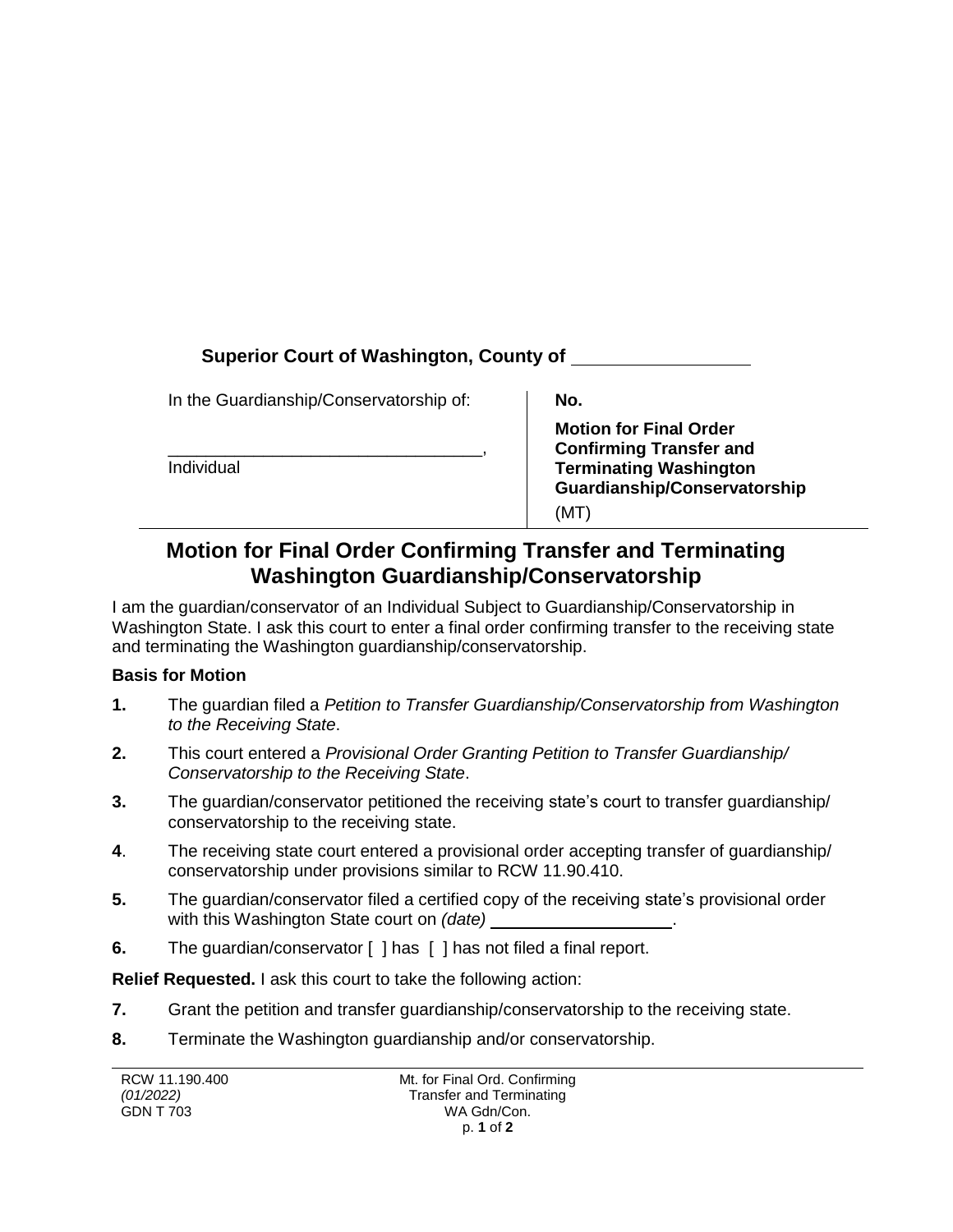**Superior Court of Washington, County of** \_\_\_\_\_\_\_\_\_\_\_\_\_\_\_\_\_

| In the Guardianship/Conservatorship of: | **No.** |
| --- | --- |
| \_\_\_\_\_\_\_\_\_\_\_\_\_\_\_\_\_\_\_\_\_\_\_\_\_\_\_\_\_\_\_\_\_\_\_, Individual | **Motion for Final Order Confirming Transfer and Terminating Washington Guardianship/Conservatorship** (MT) |

# Motion for Final Order Confirming Transfer and Terminating Washington Guardianship/Conservatorship

I am the guardian/conservator of an Individual Subject to Guardianship/Conservatorship in Washington State. I ask this court to enter a final order confirming transfer to the receiving state and terminating the Washington guardianship/conservatorship.

**Basis for Motion**

**1.** The guardian filed a *Petition to Transfer Guardianship/Conservatorship from Washington to the Receiving State*.

**2.** This court entered a *Provisional Order Granting Petition to Transfer Guardianship/ Conservatorship to the Receiving State*.

**3.** The guardian/conservator petitioned the receiving state's court to transfer guardianship/ conservatorship to the receiving state.

**4**. The receiving state court entered a provisional order accepting transfer of guardianship/ conservatorship under provisions similar to RCW 11.90.410.

**5.** The guardian/conservator filed a certified copy of the receiving state's provisional order with this Washington State court on *(date)* \_\_\_\_\_\_\_\_\_\_\_\_\_\_\_\_\_\_\_.

**6.** The guardian/conservator [ ] has [ ] has not filed a final report.

**Relief Requested.** I ask this court to take the following action:

**7.** Grant the petition and transfer guardianship/conservatorship to the receiving state.

**8.** Terminate the Washington guardianship and/or conservatorship.

RCW 11.190.400
*(01/2022)*
GDN T 703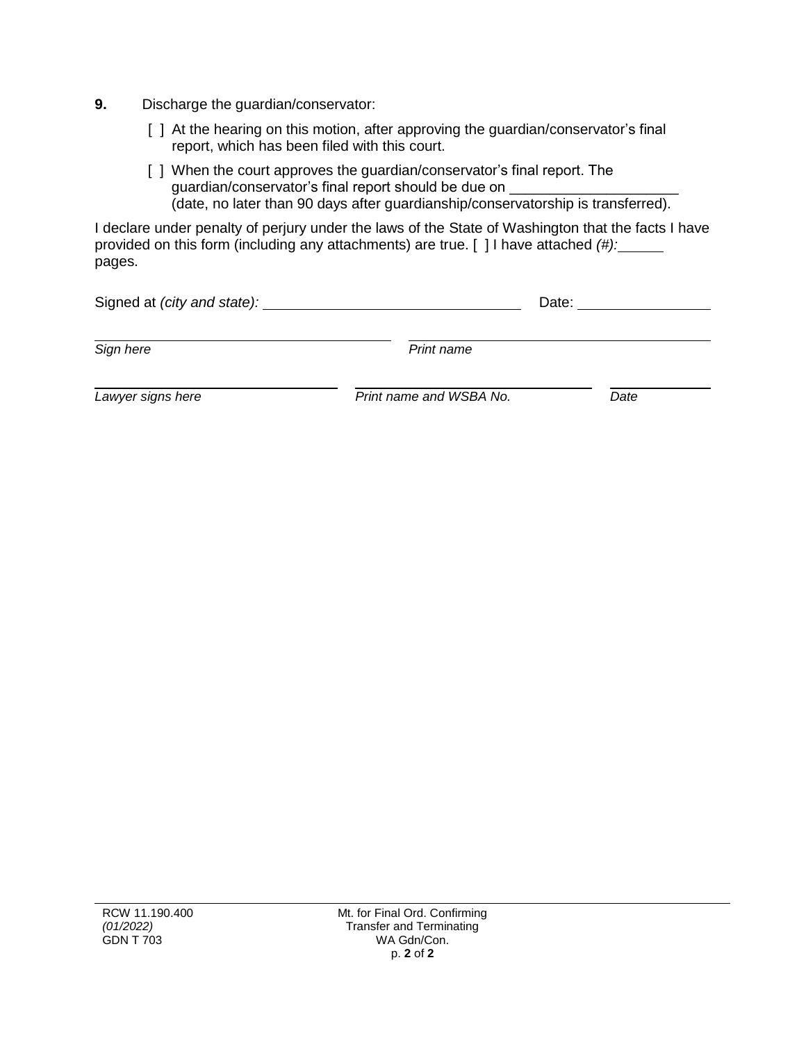**9.** Discharge the guardian/conservator:

[ ] At the hearing on this motion, after approving the guardian/conservator's final report, which has been filed with this court.

[ ] When the court approves the guardian/conservator's final report. The guardian/conservator's final report should be due on _____________________ (date, no later than 90 days after guardianship/conservatorship is transferred).

I declare under penalty of perjury under the laws of the State of Washington that the facts I have provided on this form (including any attachments) are true. [ ] I have attached *(#):* ______ pages.

Signed at *(city and state):* ________________________________ Date: ________________

________________________________ ________________________________
*Sign here* *Print name*

________________________________ ________________________________ ____________
*Lawyer signs here* *Print name and WSBA No.* *Date*

RCW 11.190.400
*(01/2022)*
GDN T 703

Mt. for Final Ord. Confirming Transfer and Terminating WA Gdn/Con.